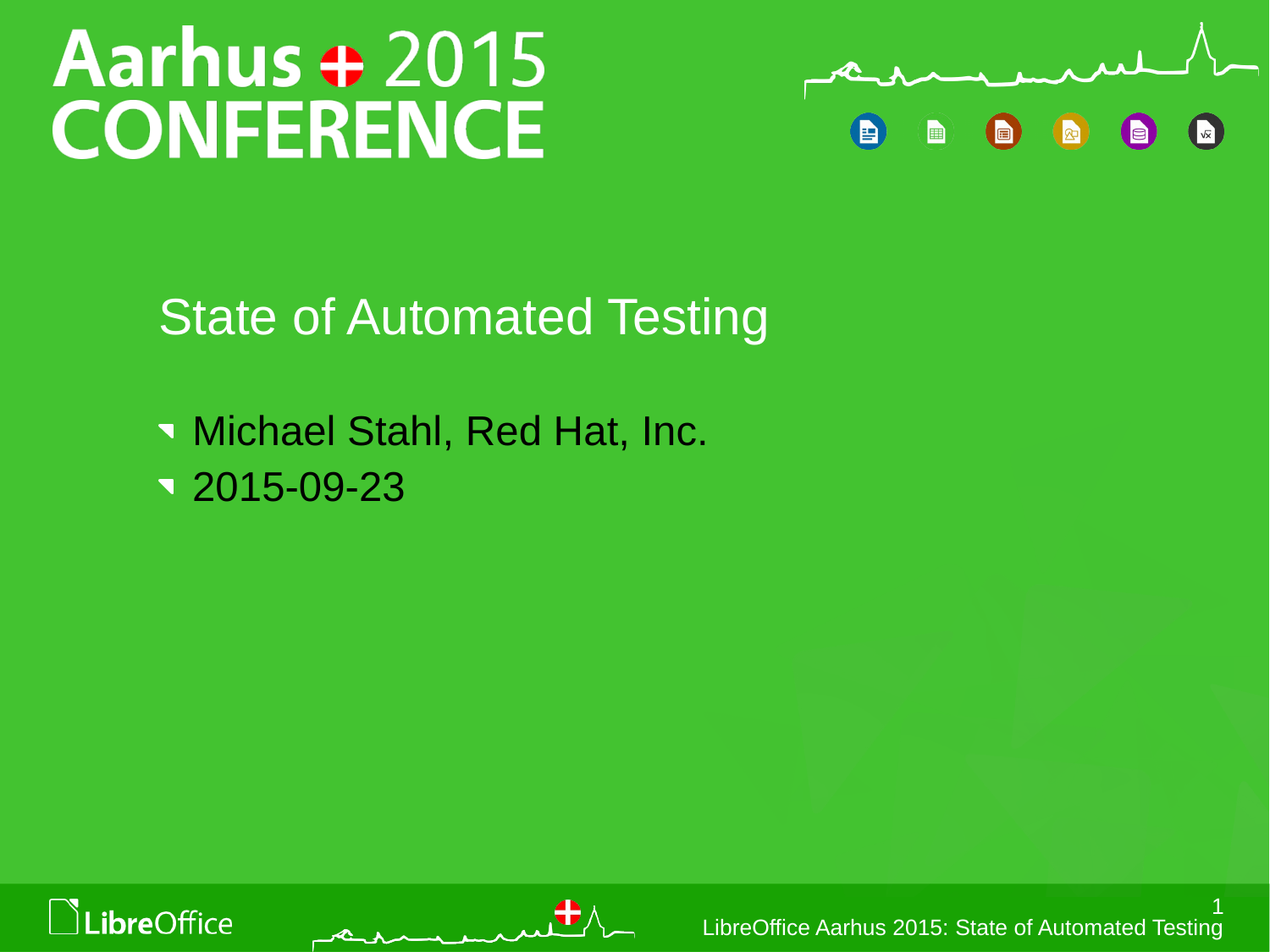# Aarhus 2015 CONFERENCE

## State of Automated Testing

- Michael Stahl, Red Hat, Inc.
- 2015-09-23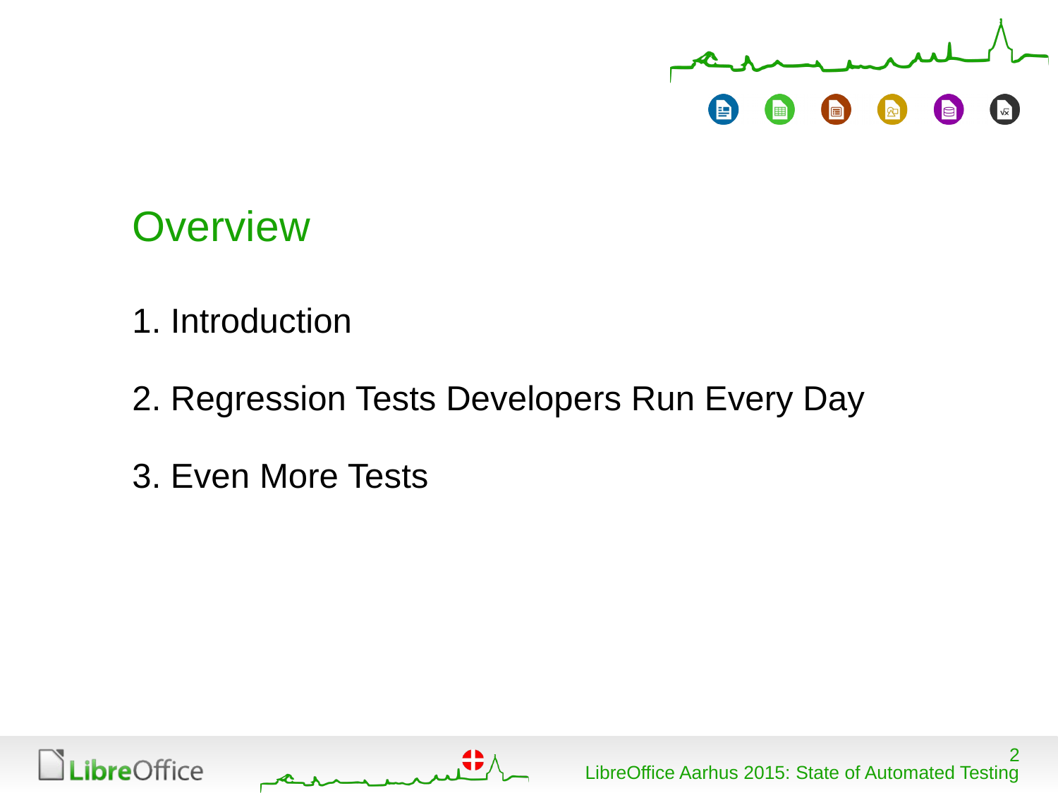# Overview

1. Introduction
2. Regression Tests Developers Run Every Day
3. Even More Tests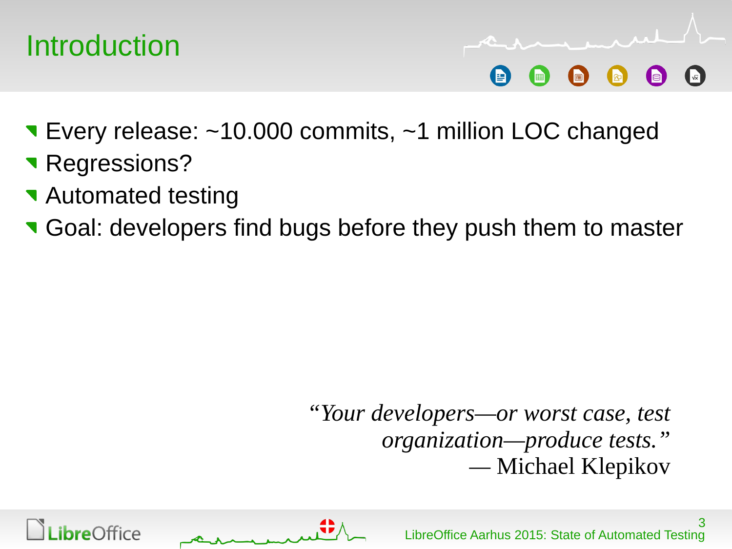# Introduction

- Every release: ~10.000 commits, ~1 million LOC changed
- Regressions?
- Automated testing
- Goal: developers find bugs before they push them to master

> *“Your developers—or worst case, test organization—produce tests.”*
> — Michael Klepikov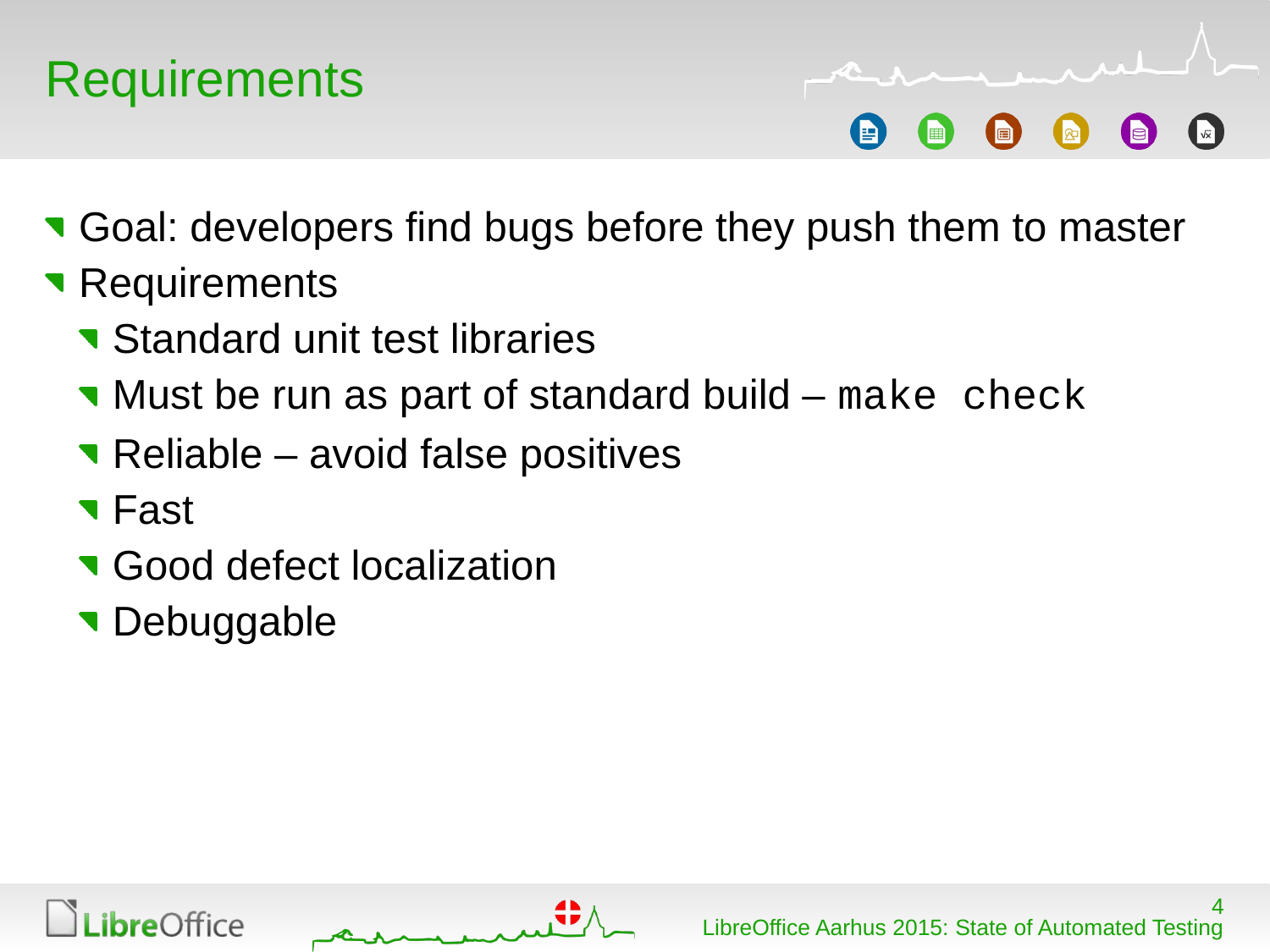# Requirements

- Goal: developers find bugs before they push them to master
- Requirements
  - Standard unit test libraries
  - Must be run as part of standard build – `make check`
  - Reliable – avoid false positives
  - Fast
  - Good defect localization
  - Debuggable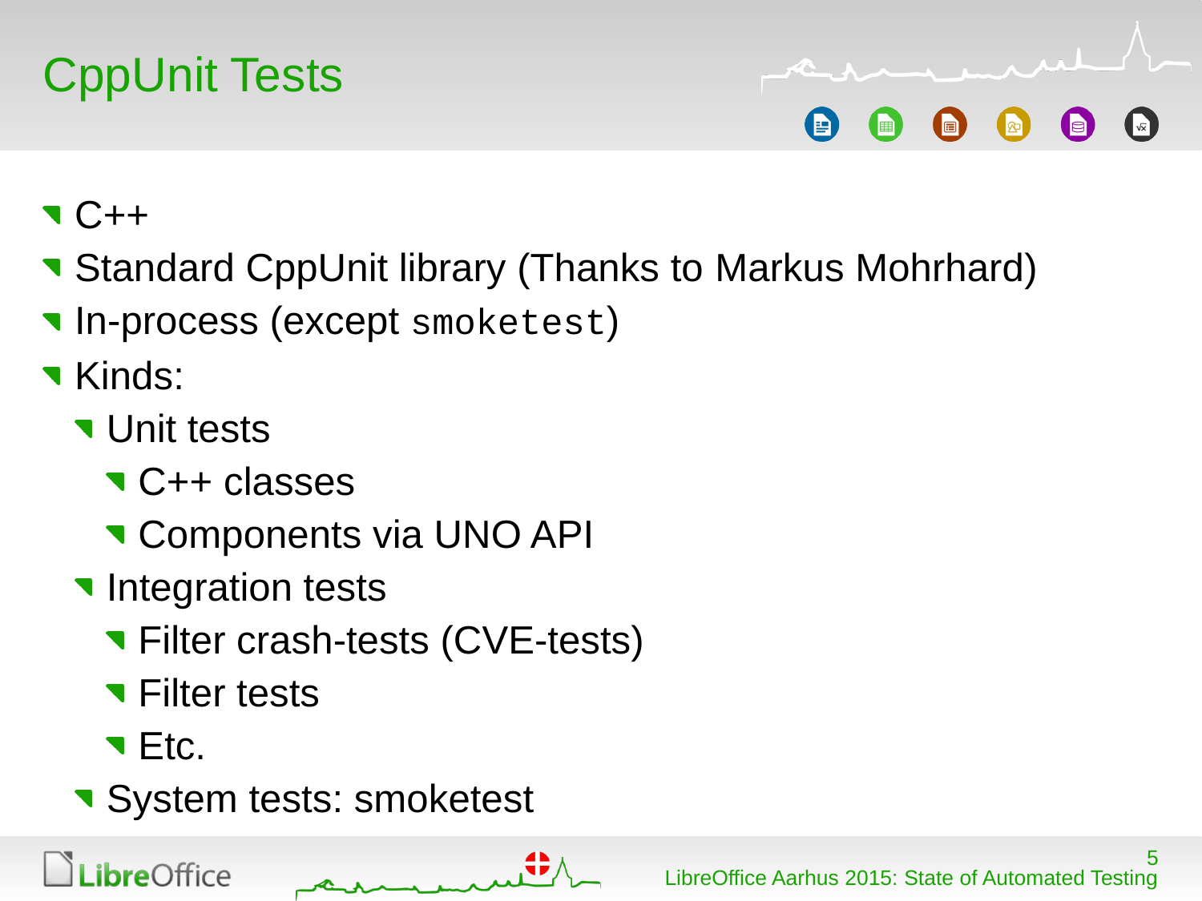# CppUnit Tests

- C++
- Standard CppUnit library (Thanks to Markus Mohrhard)
- In-process (except `smoketest`)
- Kinds:
  - Unit tests
    - C++ classes
    - Components via UNO API
  - Integration tests
    - Filter crash-tests (CVE-tests)
    - Filter tests
    - Etc.
  - System tests: smoketest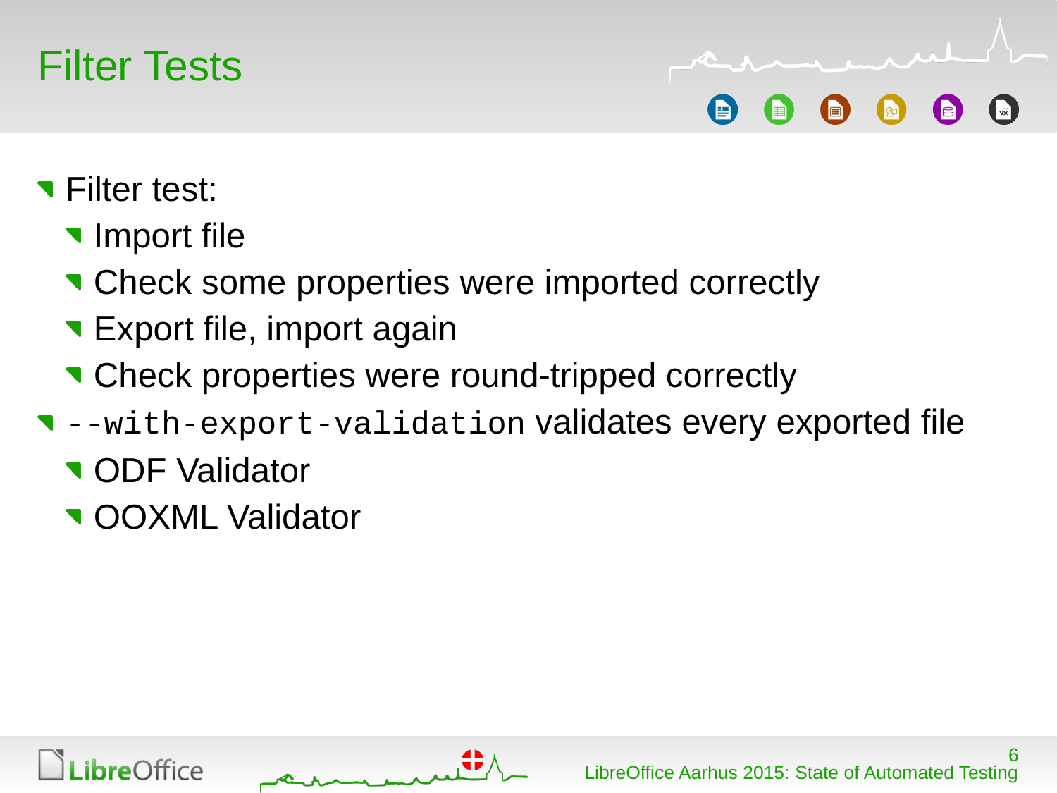# Filter Tests

- Filter test:
  - Import file
  - Check some properties were imported correctly
  - Export file, import again
  - Check properties were round-tripped correctly
- `--with-export-validation` validates every exported file
  - ODF Validator
  - OOXML Validator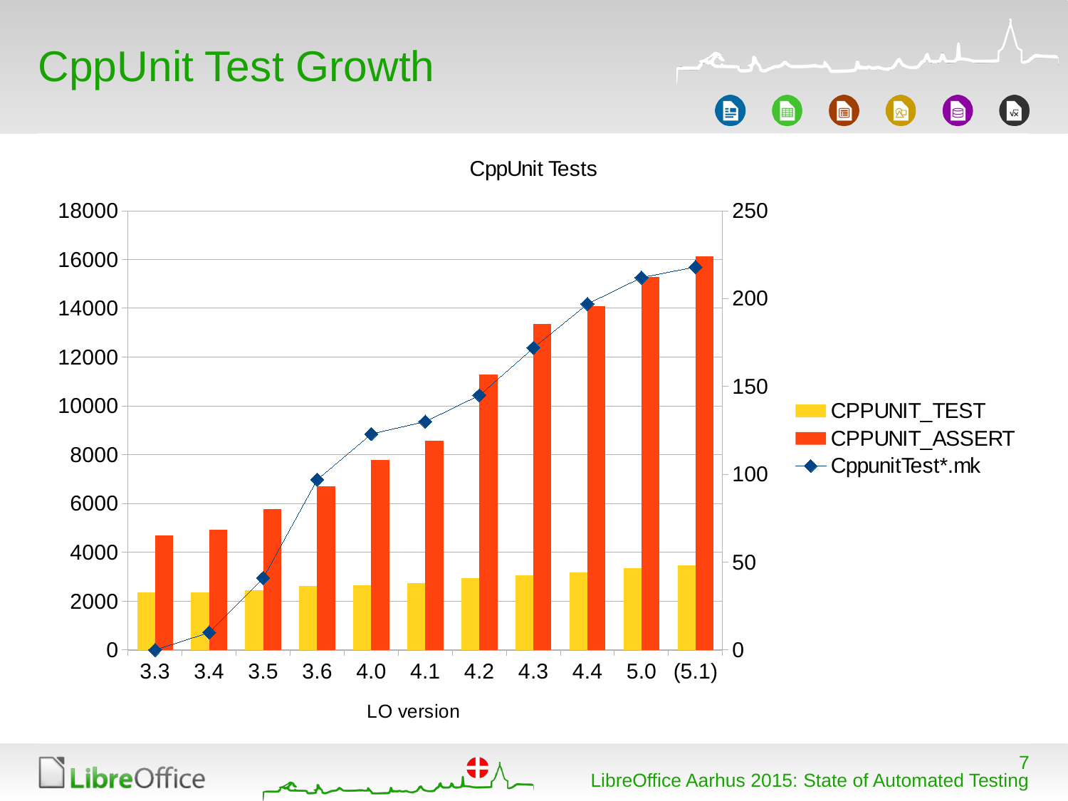# CppUnit Test Growth

CppUnit Tests

| LO version | CPPUNIT_TEST | CPPUNIT_ASSERT | CppunitTest*.mk |
|---|---|---|---|
| 3.3 | | | |
| 3.4 | | | |
| 3.5 | | | |
| 3.6 | | | |
| 4.0 | | | |
| 4.1 | | | |
| 4.2 | | | |
| 4.3 | | | |
| 4.4 | | | |
| 5.0 | | | |
| (5.1) | | | |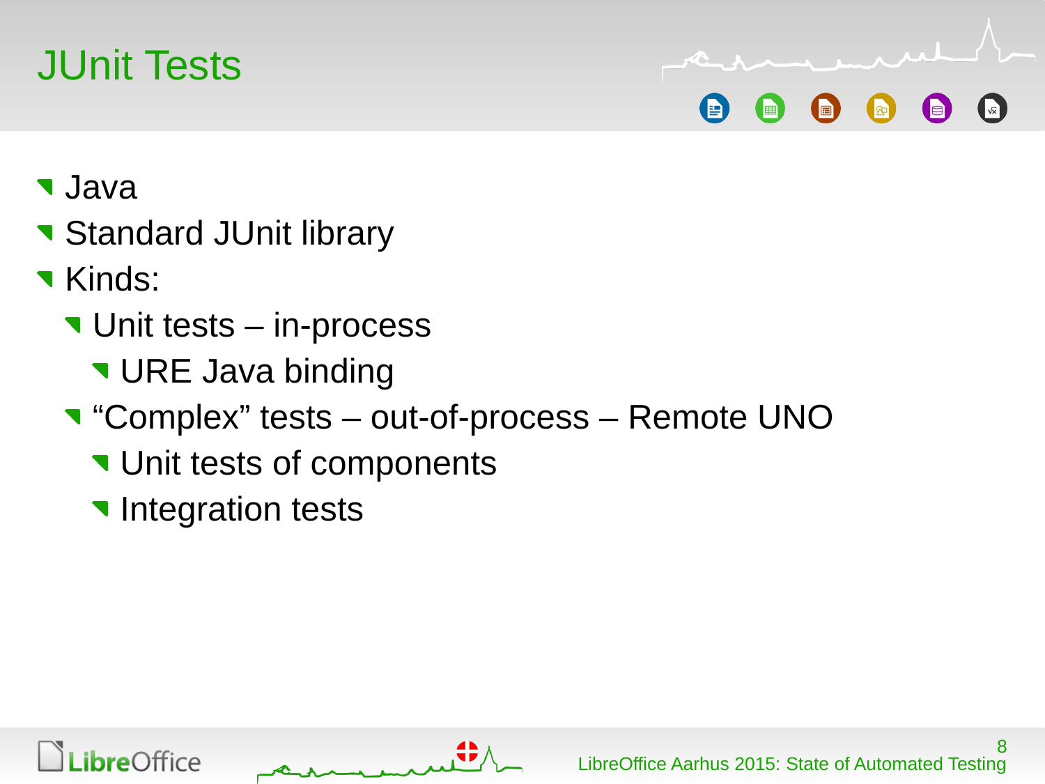# JUnit Tests

- Java
- Standard JUnit library
- Kinds:
  - Unit tests – in-process
    - URE Java binding
  - “Complex” tests – out-of-process – Remote UNO
    - Unit tests of components
    - Integration tests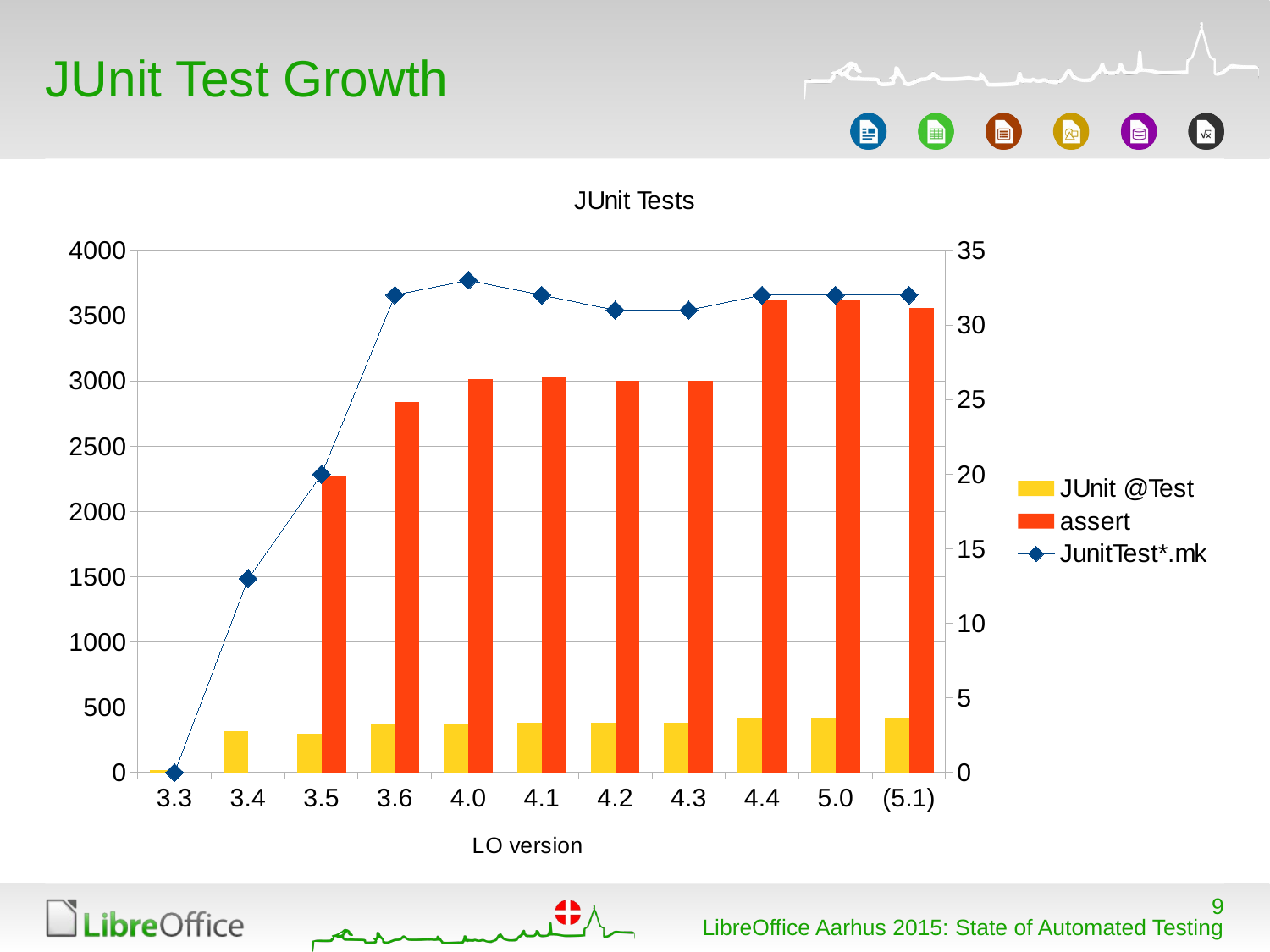# JUnit Test Growth

JUnit Tests

| LO version | JUnit @Test | assert | JunitTest*.mk |
|---|---|---|---|
| 3.3 | ~20 | 0 | 0 |
| 3.4 | ~320 | 0 | 13 |
| 3.5 | ~300 | ~2270 | 20 |
| 3.6 | ~370 | ~2840 | 32 |
| 4.0 | ~375 | ~3010 | 33 |
| 4.1 | ~380 | ~3030 | 32 |
| 4.2 | ~380 | ~3000 | 31 |
| 4.3 | ~380 | ~3000 | 31 |
| 4.4 | ~420 | ~3620 | 32 |
| 5.0 | ~420 | ~3620 | 32 |
| (5.1) | ~420 | ~3560 | 32 |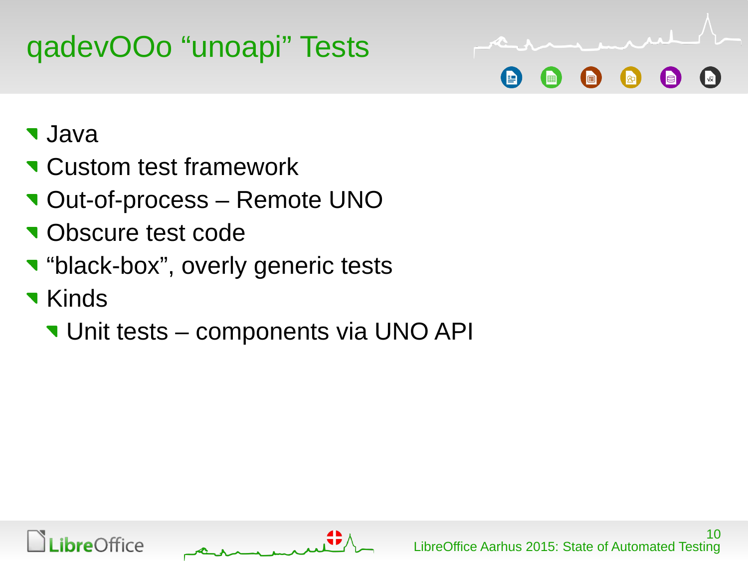# qadevOOo “unoapi” Tests

- Java
- Custom test framework
- Out-of-process – Remote UNO
- Obscure test code
- “black-box”, overly generic tests
- Kinds
  - Unit tests – components via UNO API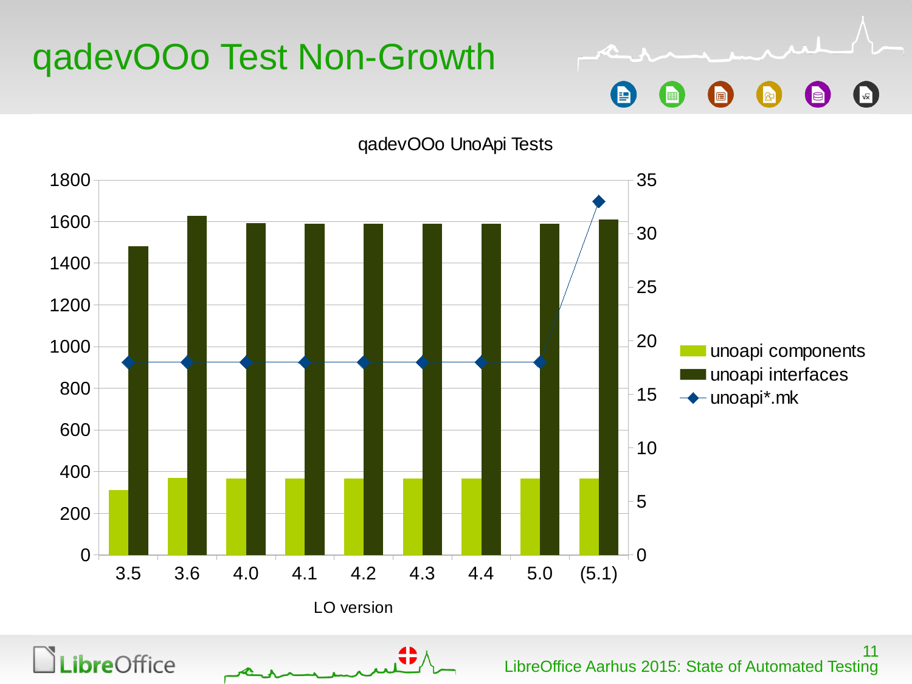# qadevOOo Test Non-Growth

qadevOOo UnoApi Tests

| LO version | unoapi components | unoapi interfaces | unoapi*.mk |
|---|---|---|---|
| 3.5 | ~310 | ~1480 | 18 |
| 3.6 | ~370 | ~1630 | 18 |
| 4.0 | ~365 | ~1595 | 18 |
| 4.1 | ~365 | ~1590 | 18 |
| 4.2 | ~365 | ~1590 | 18 |
| 4.3 | ~365 | ~1590 | 18 |
| 4.4 | ~365 | ~1590 | 18 |
| 5.0 | ~365 | ~1590 | 18 |
| (5.1) | ~365 | ~1610 | 33 |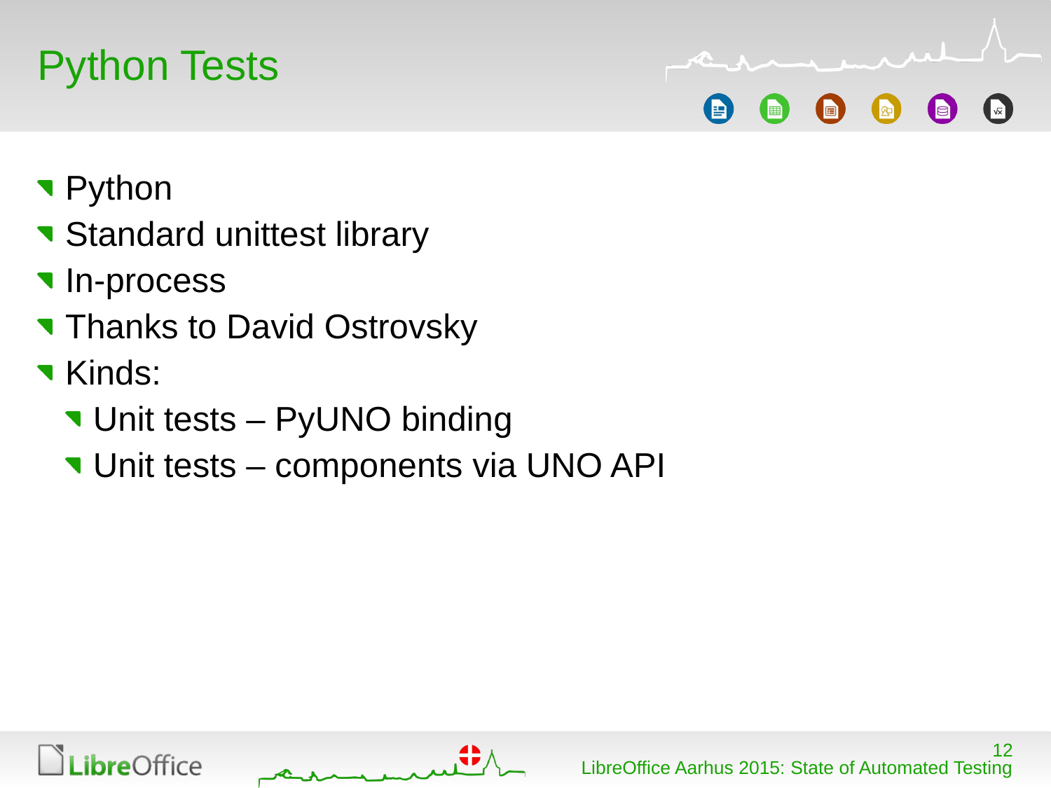# Python Tests

- Python
- Standard unittest library
- In-process
- Thanks to David Ostrovsky
- Kinds:
  - Unit tests – PyUNO binding
  - Unit tests – components via UNO API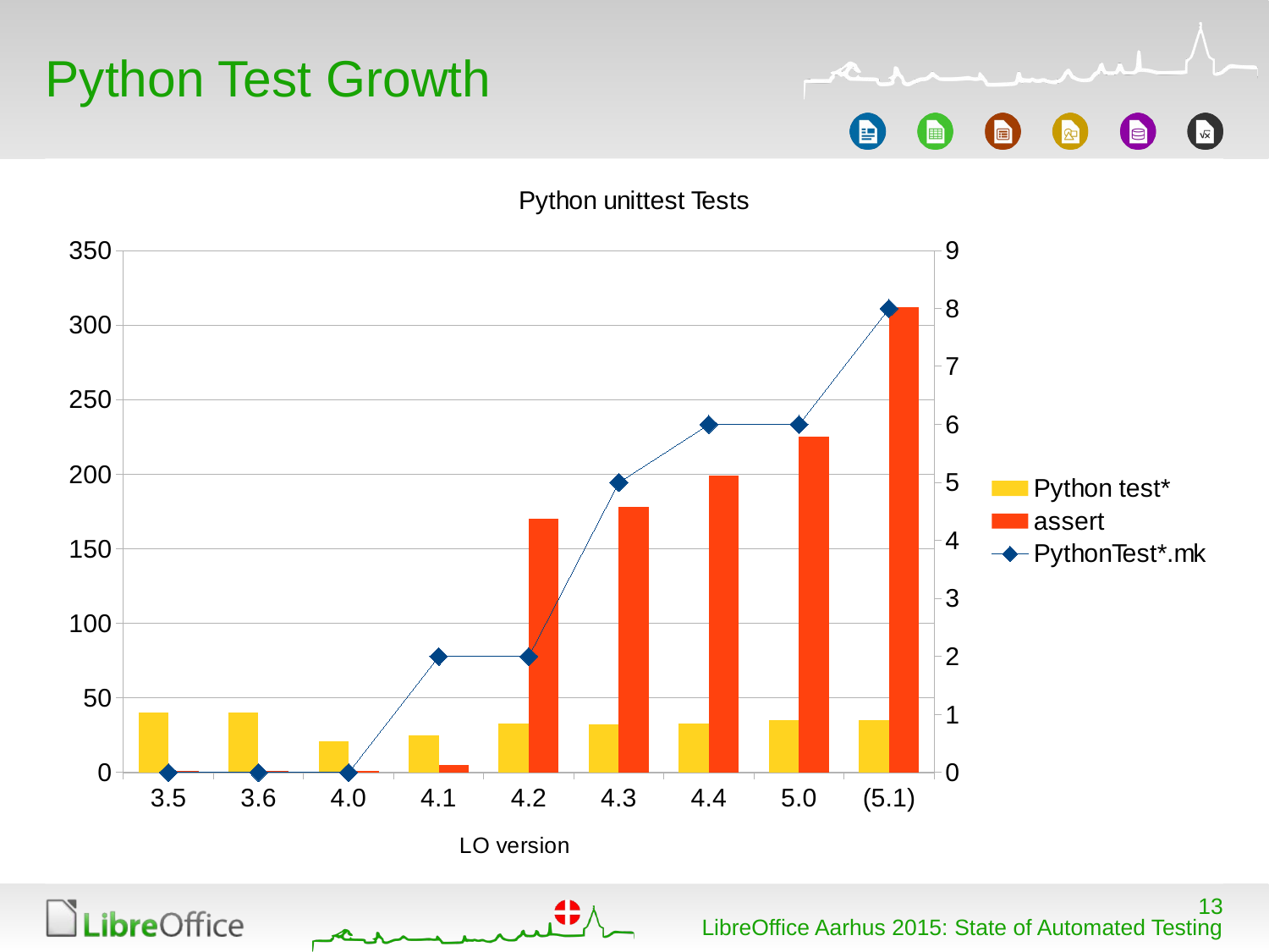# Python Test Growth

Python unittest Tests

| LO version | Python test* | assert | PythonTest*.mk |
|---|---|---|---|
| 3.5 | 40 | 0 | 0 |
| 3.6 | 40 | 0 | 0 |
| 4.0 | 21 | 1 | 0 |
| 4.1 | 25 | 5 | 2 |
| 4.2 | 33 | 170 | 2 |
| 4.3 | 32 | 178 | 5 |
| 4.4 | 33 | 199 | 6 |
| 5.0 | 35 | 225 | 6 |
| (5.1) | 35 | 312 | 8 |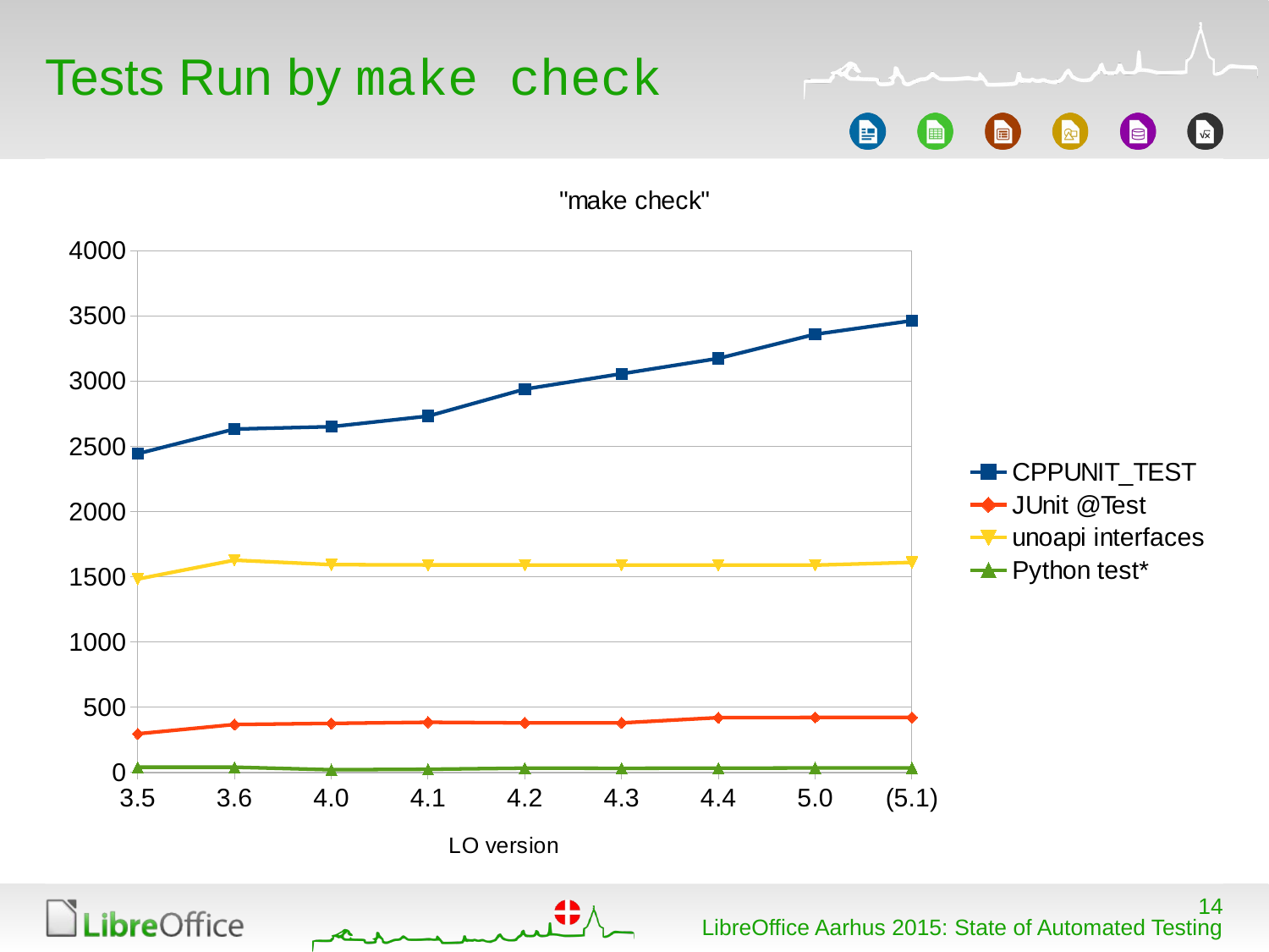# Tests Run by `make check`

"make check"

| LO version | 3.5 | 3.6 | 4.0 | 4.1 | 4.2 | 4.3 | 4.4 | 5.0 | (5.1) |
|---|---|---|---|---|---|---|---|---|---|
| CPPUNIT_TEST | | | | | | | | | |
| JUnit @Test | | | | | | | | | |
| unoapi interfaces | | | | | | | | | |
| Python test* | | | | | | | | | |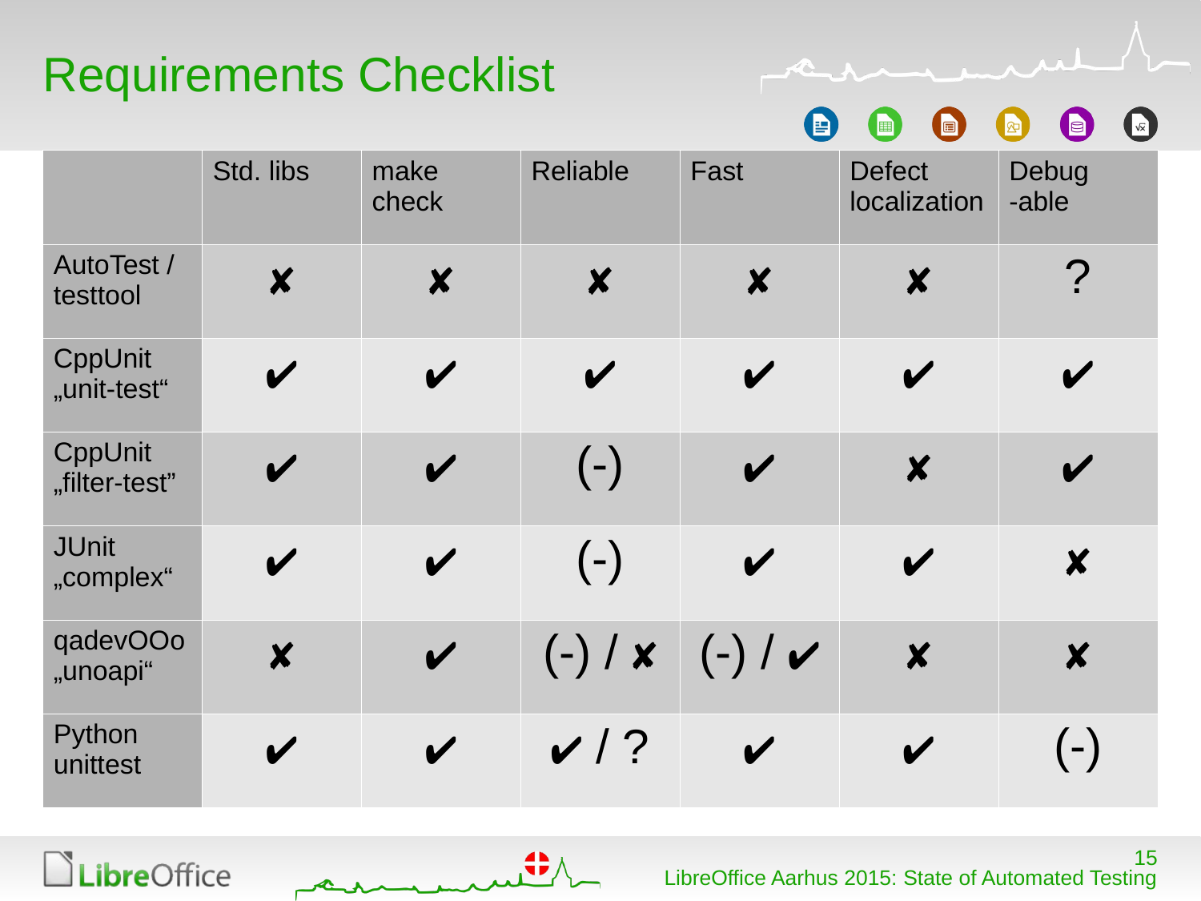# Requirements Checklist

| | Std. libs | make check | Reliable | Fast | Defect localization | Debug -able |
|---|---|---|---|---|---|---|
| AutoTest / testtool | ✘ | ✘ | ✘ | ✘ | ✘ | ? |
| CppUnit „unit-test“ | ✔ | ✔ | ✔ | ✔ | ✔ | ✔ |
| CppUnit „filter-test” | ✔ | ✔ | (-) | ✔ | ✘ | ✔ |
| JUnit „complex“ | ✔ | ✔ | (-) | ✔ | ✔ | ✘ |
| qadevOOo „unoapi“ | ✘ | ✔ | (-) / ✘ | (-) / ✔ | ✘ | ✘ |
| Python unittest | ✔ | ✔ | ✔ / ? | ✔ | ✔ | (-) |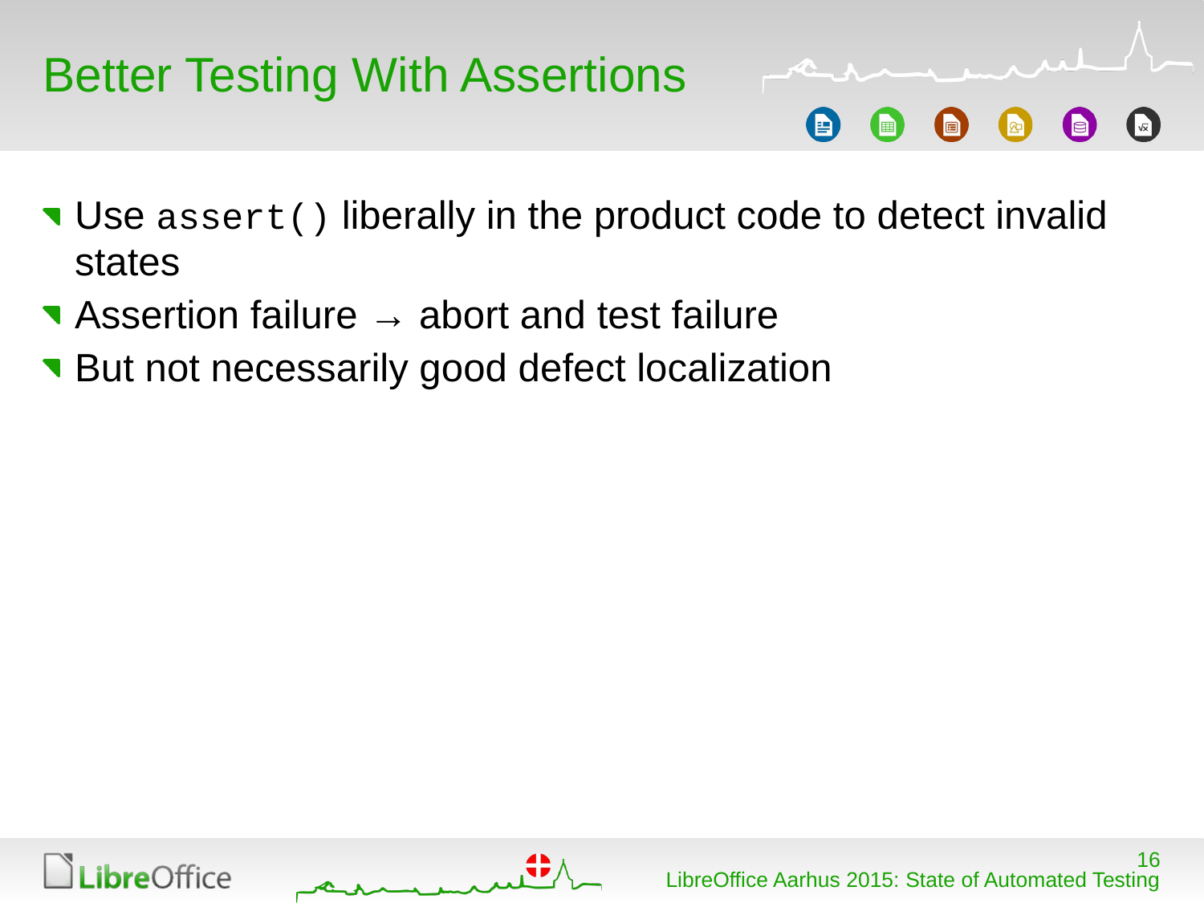# Better Testing With Assertions

- Use `assert()` liberally in the product code to detect invalid states
- Assertion failure → abort and test failure
- But not necessarily good defect localization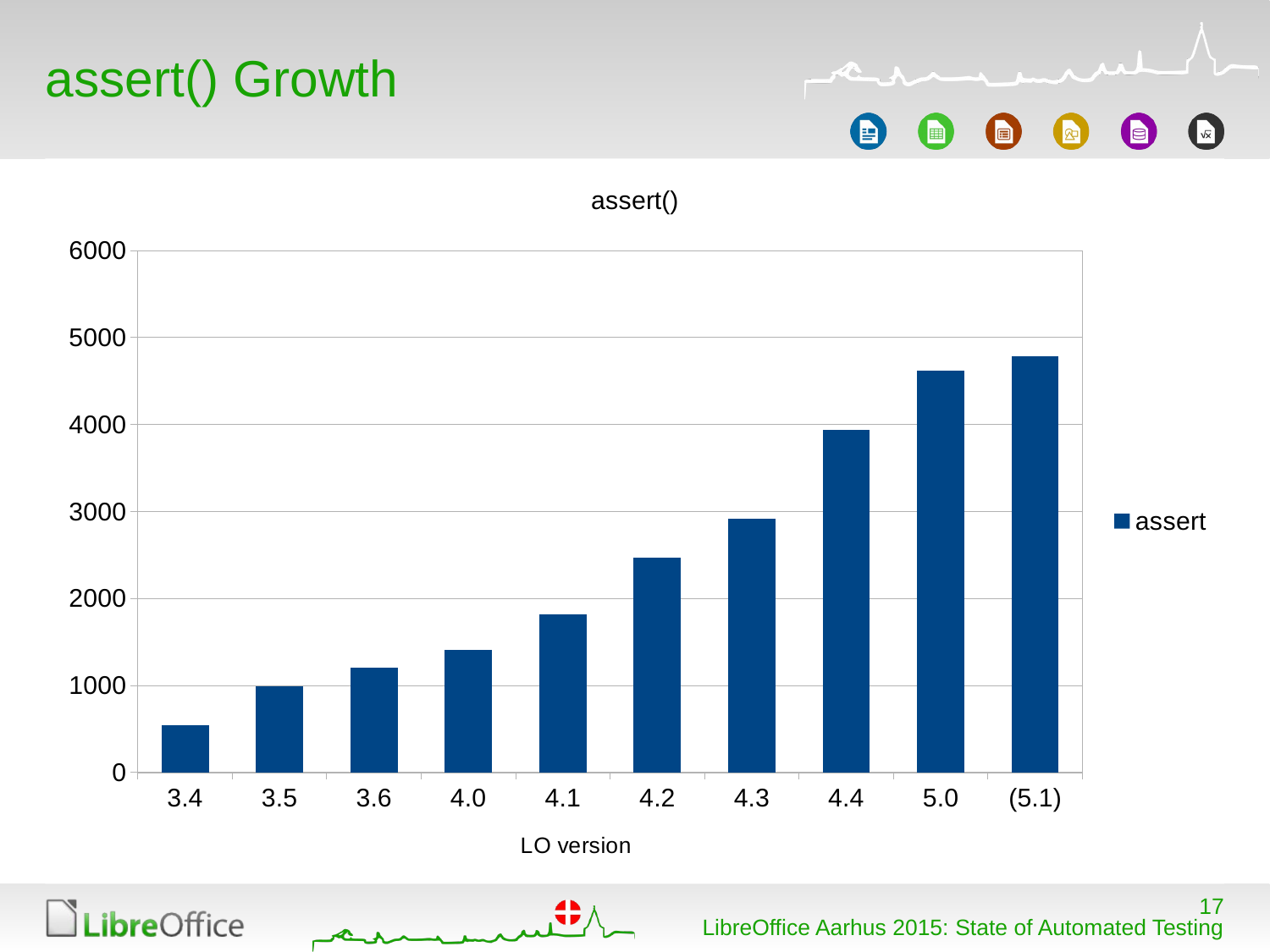# assert() Growth

assert()

| LO version | assert |
|---|---|
| 3.4 | ~550 |
| 3.5 | ~1000 |
| 3.6 | ~1200 |
| 4.0 | ~1400 |
| 4.1 | ~1800 |
| 4.2 | ~2450 |
| 4.3 | ~2900 |
| 4.4 | ~3950 |
| 5.0 | ~4600 |
| (5.1) | ~4800 |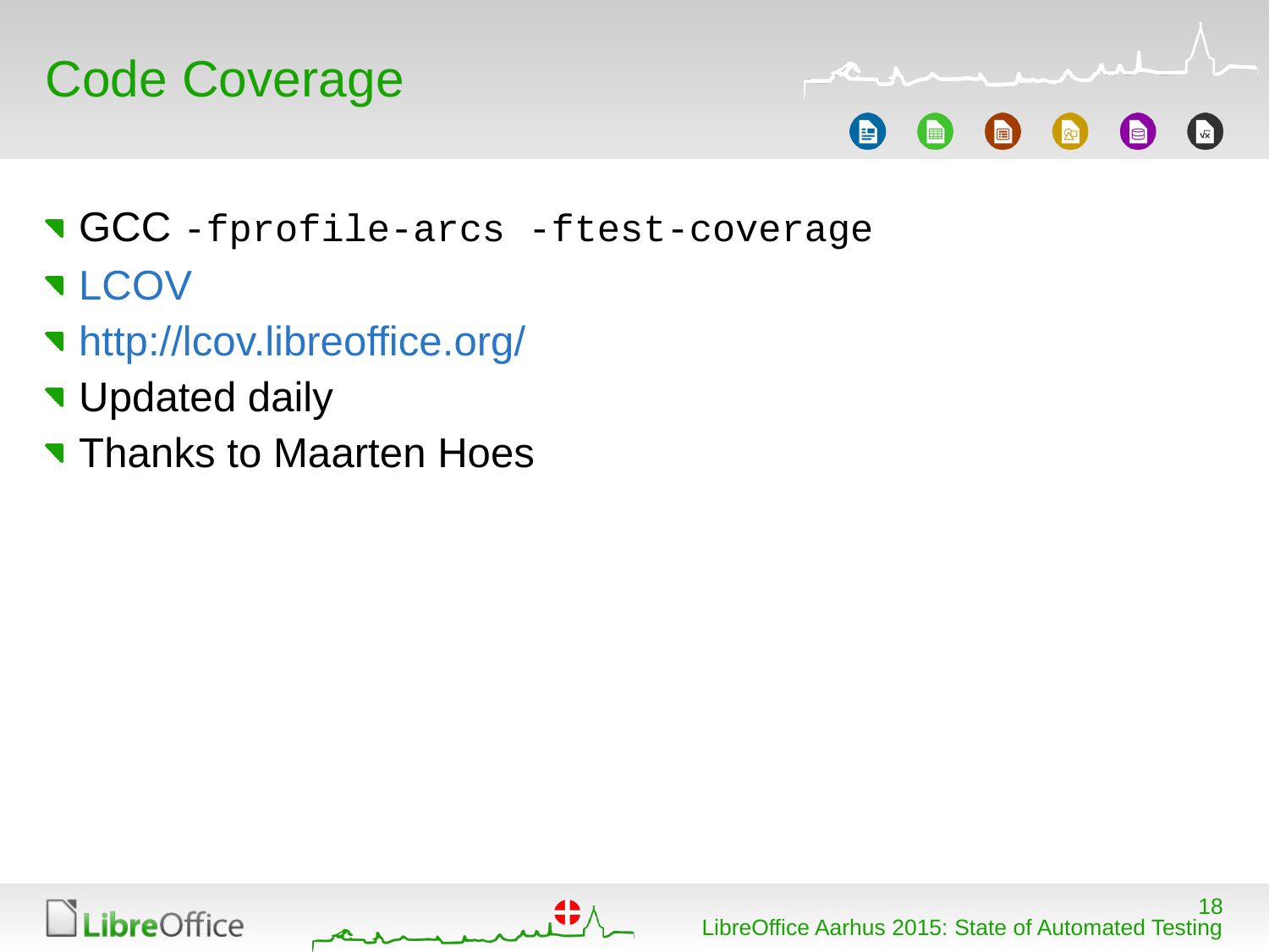# Code Coverage

- GCC `-fprofile-arcs -ftest-coverage`
- LCOV
- http://lcov.libreoffice.org/
- Updated daily
- Thanks to Maarten Hoes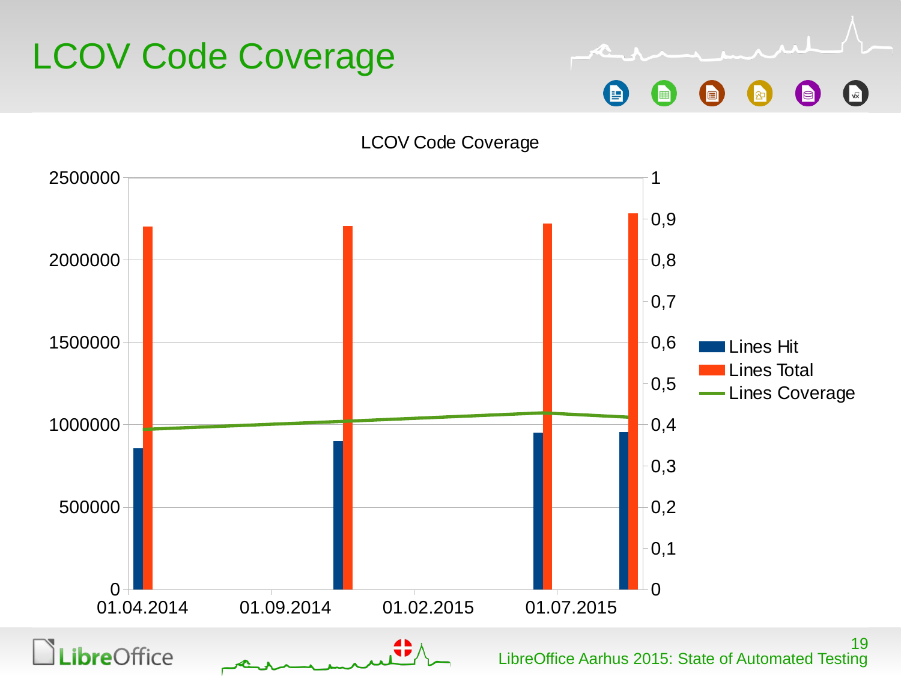# LCOV Code Coverage

LCOV Code Coverage

Lines Hit
Lines Total
Lines Coverage

2500000
2000000
1500000
1000000
500000
0

1
0,9
0,8
0,7
0,6
0,5
0,4
0,3
0,2
0,1
0

01.04.2014 01.09.2014 01.02.2015 01.07.2015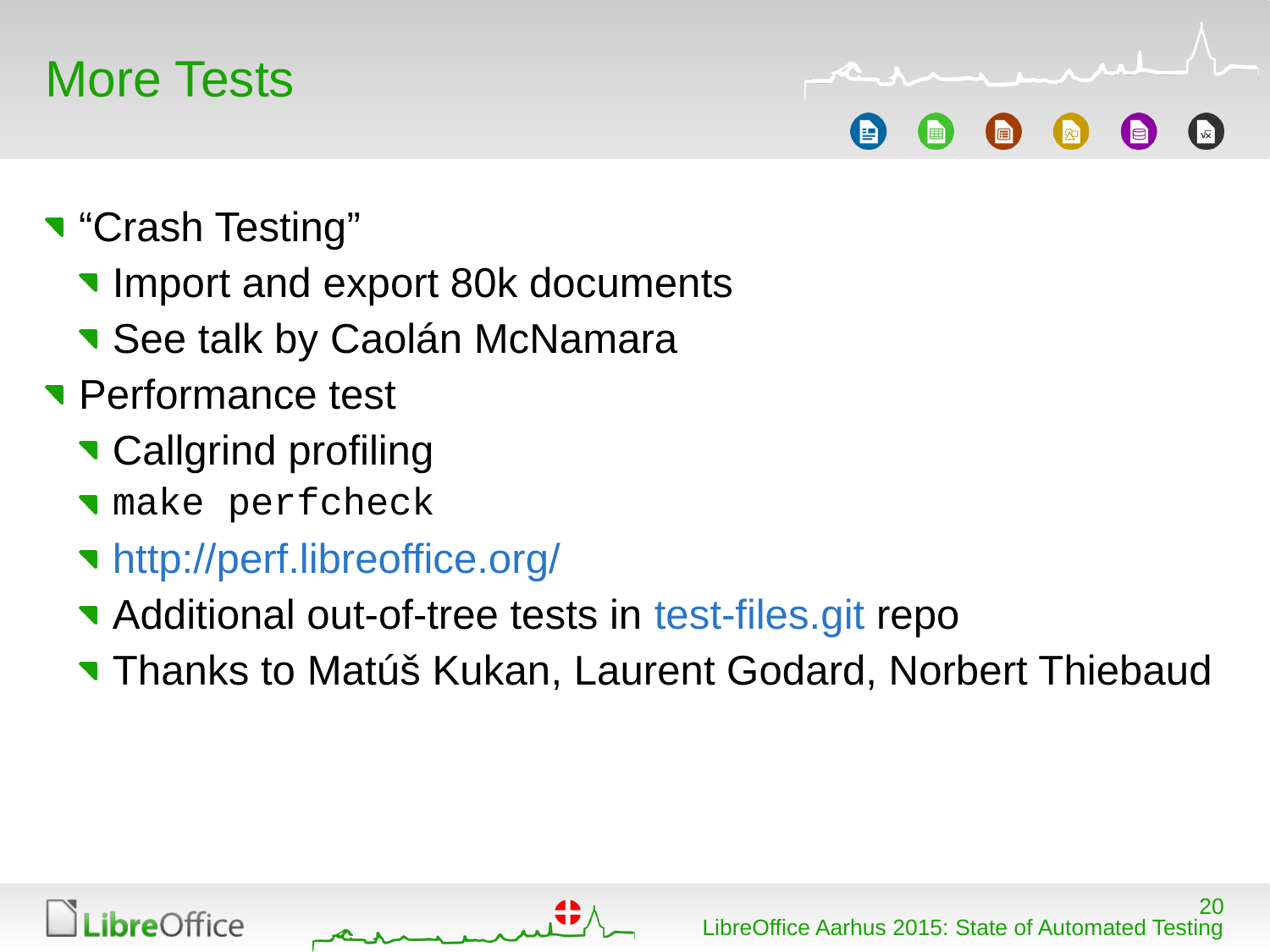# More Tests

- “Crash Testing”
  - Import and export 80k documents
  - See talk by Caolán McNamara
- Performance test
  - Callgrind profiling
  - `make perfcheck`
  - http://perf.libreoffice.org/
  - Additional out-of-tree tests in test-files.git repo
  - Thanks to Matúš Kukan, Laurent Godard, Norbert Thiebaud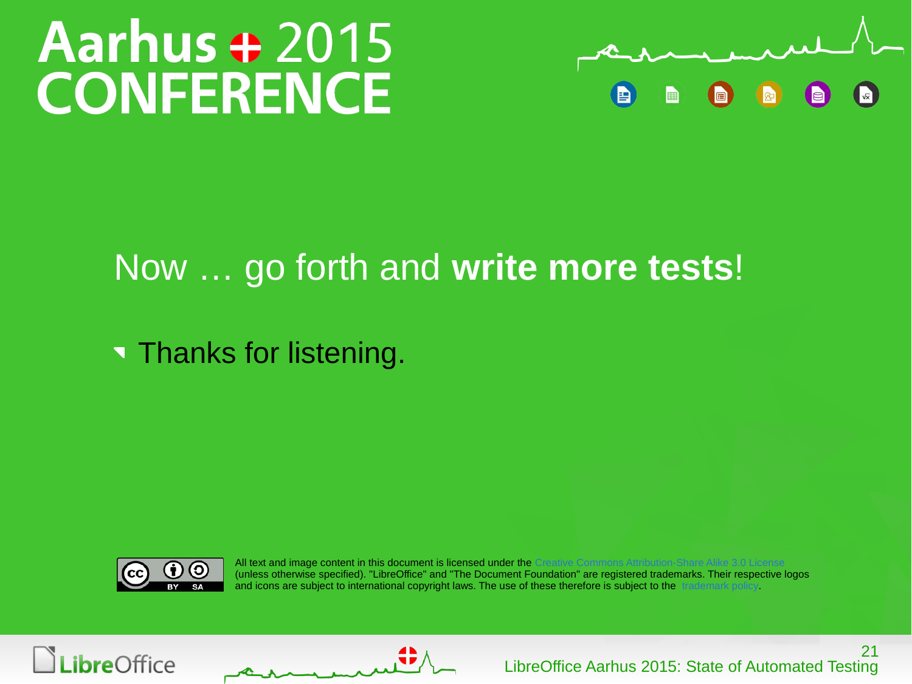# Now … go forth and **write more tests**!

- Thanks for listening.

All text and image content in this document is licensed under the Creative Commons Attribution-Share Alike 3.0 License (unless otherwise specified). "LibreOffice" and "The Document Foundation" are registered trademarks. Their respective logos and icons are subject to international copyright laws. The use of these therefore is subject to the trademark policy.